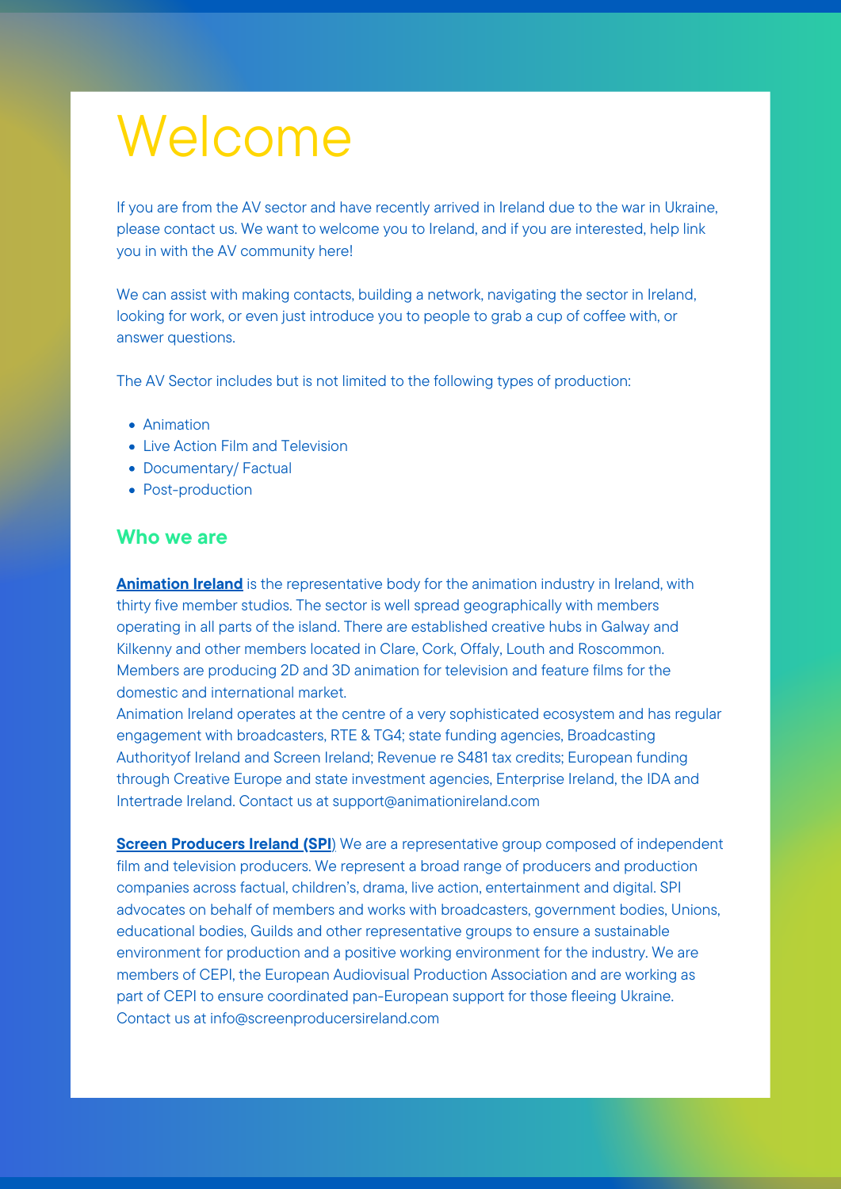# Welcome

If you are from the AV sector and have recently arrived in Ireland due to the war in Ukraine, please contact us. We want to welcome you to Ireland, and if you are interested, help link you in with the AV community here!

We can assist with making contacts, building a network, navigating the sector in Ireland, looking for work, or even just introduce you to people to grab a cup of coffee with, or answer questions.

The AV Sector includes but is not limited to the following types of production:

- Animation
- Live Action Film and Television
- Documentary/ Factual
- Post-production

## Who we are

**Animation Ireland** is the representative body for the animation industry in Ireland, with thirty five member studios. The sector is well spread geographically with members operating in all parts of the island. There are established creative hubs in Galway and Kilkenny and other members located in Clare, Cork, Offaly, Louth and Roscommon. Members are producing 2D and 3D animation for television and feature films for the domestic and international market.
Animation Ireland operates at the centre of a very sophisticated ecosystem and has regular engagement with broadcasters, RTE & TG4; state funding agencies, Broadcasting Authorityof Ireland and Screen Ireland; Revenue re S481 tax credits; European funding through Creative Europe and state investment agencies, Enterprise Ireland, the IDA and Intertrade Ireland. Contact us at support@animationireland.com

**Screen Producers Ireland (SPI**) We are a representative group composed of independent film and television producers. We represent a broad range of producers and production companies across factual, children's, drama, live action, entertainment and digital. SPI advocates on behalf of members and works with broadcasters, government bodies, Unions, educational bodies, Guilds and other representative groups to ensure a sustainable environment for production and a positive working environment for the industry. We are members of CEPI, the European Audiovisual Production Association and are working as part of CEPI to ensure coordinated pan-European support for those fleeing Ukraine. Contact us at info@screenproducersireland.com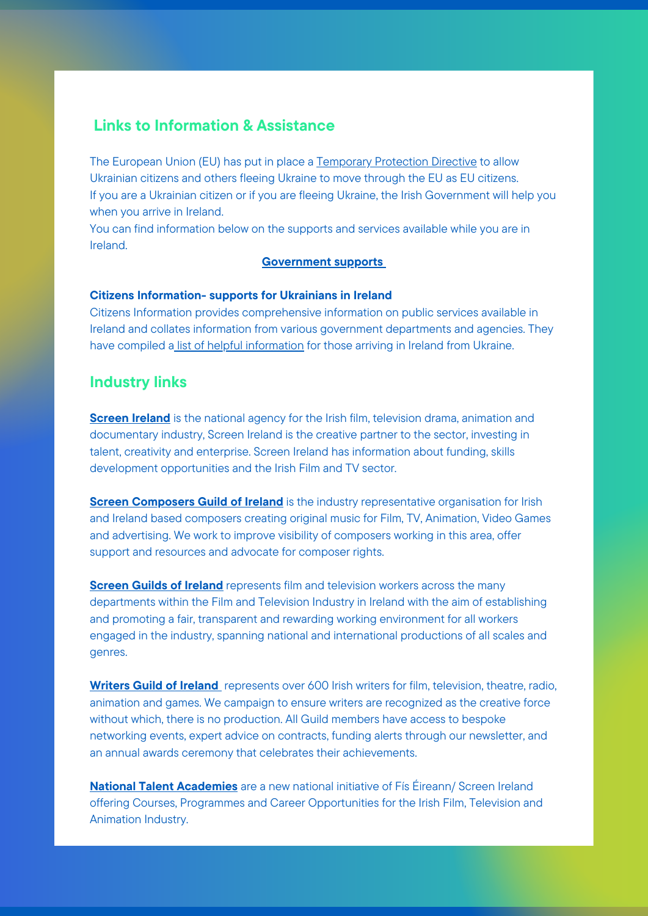## Links to Information & Assistance

The European Union (EU) has put in place a Temporary Protection Directive to allow Ukrainian citizens and others fleeing Ukraine to move through the EU as EU citizens.
If you are a Ukrainian citizen or if you are fleeing Ukraine, the Irish Government will help you when you arrive in Ireland.
You can find information below on the supports and services available while you are in Ireland.

**Government supports**

**Citizens Information- supports for Ukrainians in Ireland**
Citizens Information provides comprehensive information on public services available in Ireland and collates information from various government departments and agencies. They have compiled a list of helpful information for those arriving in Ireland from Ukraine.

## Industry links

**Screen Ireland** is the national agency for the Irish film, television drama, animation and documentary industry, Screen Ireland is the creative partner to the sector, investing in talent, creativity and enterprise. Screen Ireland has information about funding, skills development opportunities and the Irish Film and TV sector.

**Screen Composers Guild of Ireland** is the industry representative organisation for Irish and Ireland based composers creating original music for Film, TV, Animation, Video Games and advertising. We work to improve visibility of composers working in this area, offer support and resources and advocate for composer rights.

**Screen Guilds of Ireland** represents film and television workers across the many departments within the Film and Television Industry in Ireland with the aim of establishing and promoting a fair, transparent and rewarding working environment for all workers engaged in the industry, spanning national and international productions of all scales and genres.

**Writers Guild of Ireland** represents over 600 Irish writers for film, television, theatre, radio, animation and games. We campaign to ensure writers are recognized as the creative force without which, there is no production. All Guild members have access to bespoke networking events, expert advice on contracts, funding alerts through our newsletter, and an annual awards ceremony that celebrates their achievements.

**National Talent Academies** are a new national initiative of Fís Éireann/ Screen Ireland offering Courses, Programmes and Career Opportunities for the Irish Film, Television and Animation Industry.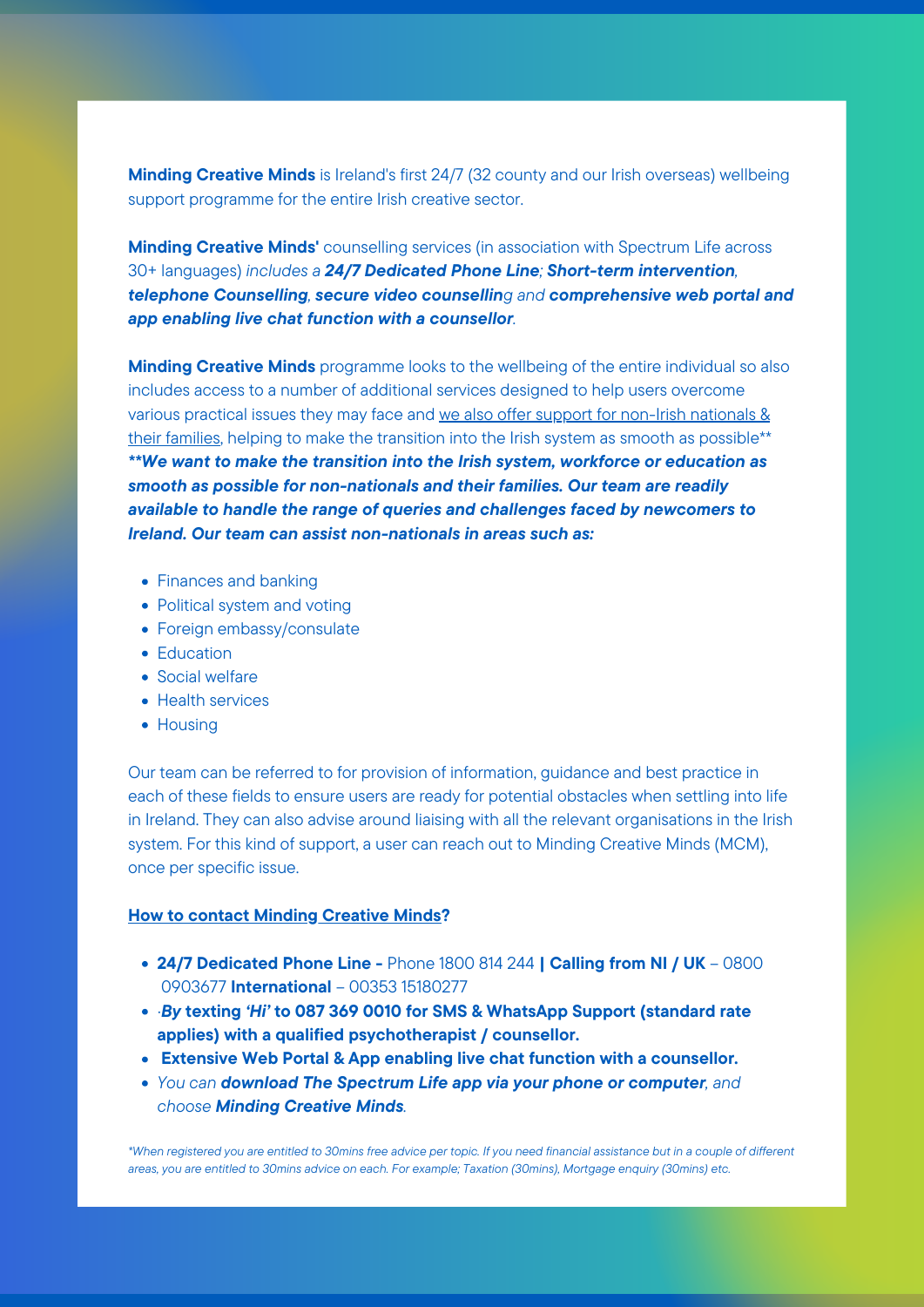**Minding Creative Minds** is Ireland's first 24/7 (32 county and our Irish overseas) wellbeing support programme for the entire Irish creative sector.

**Minding Creative Minds'** counselling services (in association with Spectrum Life across 30+ languages) *includes a **24/7 Dedicated Phone Line**; **Short-term intervention**, **telephone Counselling**, **secure video counselling** and **comprehensive web portal and app enabling live chat function with a counsellor**.*

**Minding Creative Minds** programme looks to the wellbeing of the entire individual so also includes access to a number of additional services designed to help users overcome various practical issues they may face and we also offer support for non-Irish nationals & their families, helping to make the transition into the Irish system as smooth as possible**

***\*\*We want to make the transition into the Irish system, workforce or education as smooth as possible for non-nationals and their families. Our team are readily available to handle the range of queries and challenges faced by newcomers to Ireland. Our team can assist non-nationals in areas such as:***

- Finances and banking
- Political system and voting
- Foreign embassy/consulate
- Education
- Social welfare
- Health services
- Housing

Our team can be referred to for provision of information, guidance and best practice in each of these fields to ensure users are ready for potential obstacles when settling into life in Ireland. They can also advise around liaising with all the relevant organisations in the Irish system. For this kind of support, a user can reach out to Minding Creative Minds (MCM), once per specific issue.

**How to contact Minding Creative Minds?**

- **24/7 Dedicated Phone Line -** Phone 1800 814 244 **| Calling from NI / UK** – 0800 0903677 **International** – 00353 15180277
- ***·By* texting *'Hi'* to 087 369 0010 for SMS & WhatsApp Support (standard rate applies) with a qualified psychotherapist / counsellor.**
- **Extensive Web Portal & App enabling live chat function with a counsellor.**
- *You can **download The Spectrum Life app via your phone or computer**, and choose **Minding Creative Minds**.*

*\*When registered you are entitled to 30mins free advice per topic. If you need financial assistance but in a couple of different areas, you are entitled to 30mins advice on each. For example; Taxation (30mins), Mortgage enquiry (30mins) etc.*